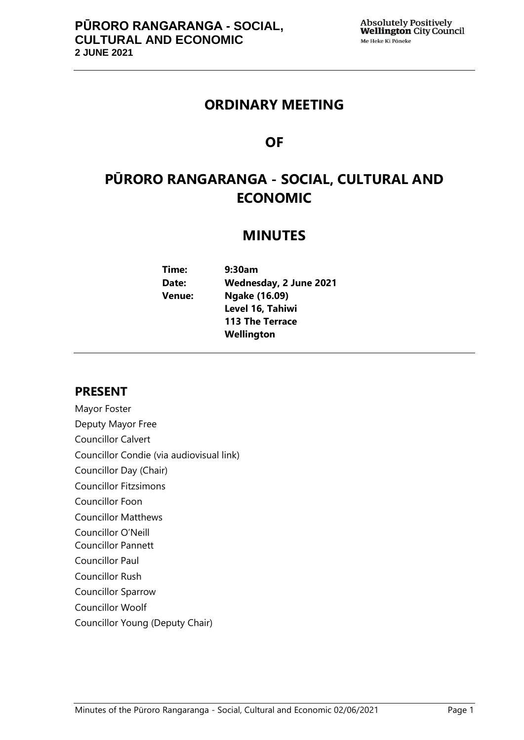# ORDINARY MEETING

# OF

# PŪRORO RANGARANGA - SOCIAL, CULTURAL AND ECONOMIC

# MINUTES

**Time:** 9:30am
**Date:** Wednesday, 2 June 2021
**Venue:** Ngake (16.09)
Level 16, Tahiwi
113 The Terrace
Wellington

## PRESENT

Mayor Foster
Deputy Mayor Free
Councillor Calvert
Councillor Condie (via audiovisual link)
Councillor Day (Chair)
Councillor Fitzsimons
Councillor Foon
Councillor Matthews
Councillor O'Neill
Councillor Pannett
Councillor Paul
Councillor Rush
Councillor Sparrow
Councillor Woolf
Councillor Young (Deputy Chair)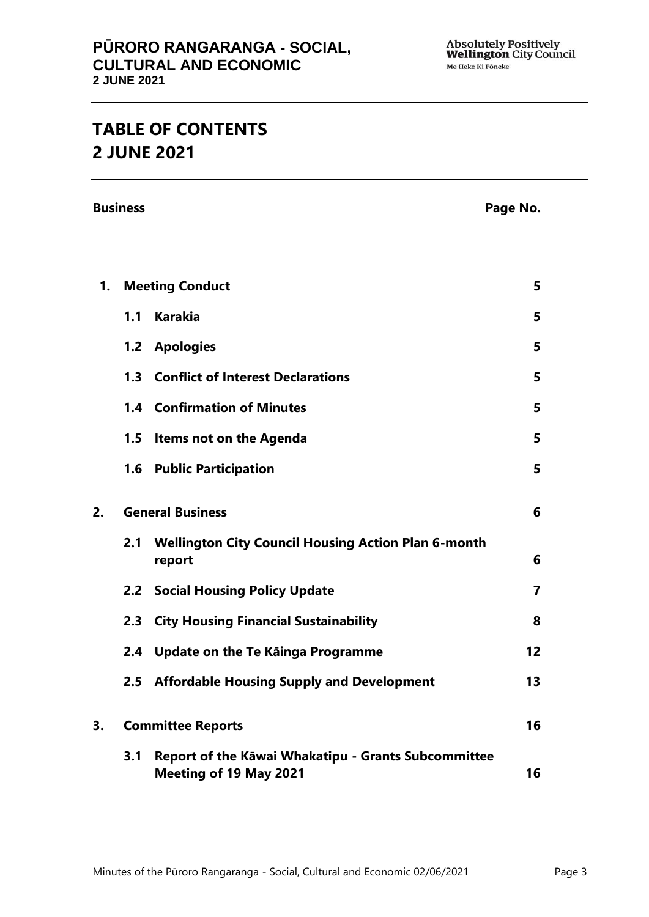# TABLE OF CONTENTS
# 2 JUNE 2021

| Business | | Page No. |
|---|---|---|
| **1.** | **Meeting Conduct** | **5** |
| **1.1** | **Karakia** | **5** |
| **1.2** | **Apologies** | **5** |
| **1.3** | **Conflict of Interest Declarations** | **5** |
| **1.4** | **Confirmation of Minutes** | **5** |
| **1.5** | **Items not on the Agenda** | **5** |
| **1.6** | **Public Participation** | **5** |
| **2.** | **General Business** | **6** |
| **2.1** | **Wellington City Council Housing Action Plan 6-month report** | **6** |
| **2.2** | **Social Housing Policy Update** | **7** |
| **2.3** | **City Housing Financial Sustainability** | **8** |
| **2.4** | **Update on the Te Kāinga Programme** | **12** |
| **2.5** | **Affordable Housing Supply and Development** | **13** |
| **3.** | **Committee Reports** | **16** |
| **3.1** | **Report of the Kāwai Whakatipu - Grants Subcommittee Meeting of 19 May 2021** | **16** |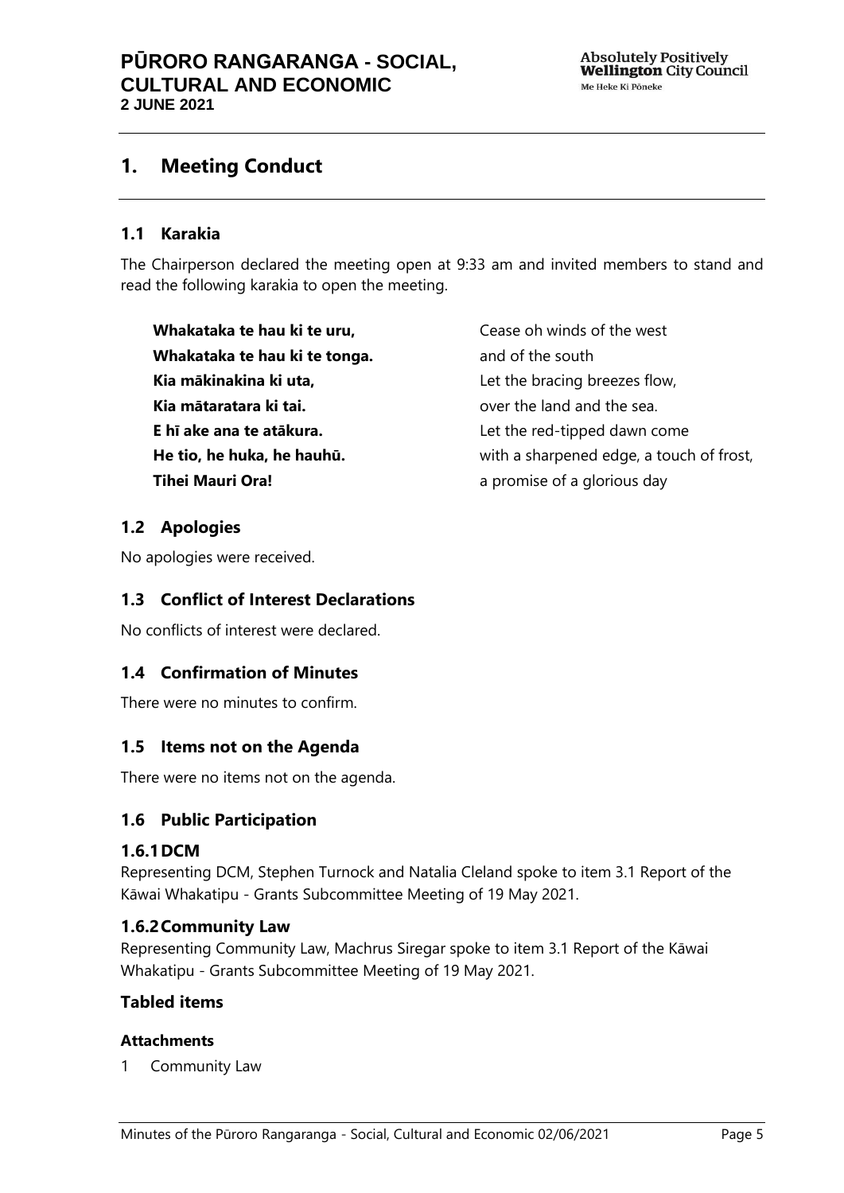# 1. Meeting Conduct

## 1.1 Karakia

The Chairperson declared the meeting open at 9:33 am and invited members to stand and read the following karakia to open the meeting.

| | |
|---|---|
| **Whakataka te hau ki te uru,** | Cease oh winds of the west |
| **Whakataka te hau ki te tonga.** | and of the south |
| **Kia mākinakina ki uta,** | Let the bracing breezes flow, |
| **Kia mātaratara ki tai.** | over the land and the sea. |
| **E hī ake ana te atākura.** | Let the red-tipped dawn come |
| **He tio, he huka, he hauhū.** | with a sharpened edge, a touch of frost, |
| **Tihei Mauri Ora!** | a promise of a glorious day |

## 1.2 Apologies

No apologies were received.

## 1.3 Conflict of Interest Declarations

No conflicts of interest were declared.

## 1.4 Confirmation of Minutes

There were no minutes to confirm.

## 1.5 Items not on the Agenda

There were no items not on the agenda.

## 1.6 Public Participation

### 1.6.1 DCM

Representing DCM, Stephen Turnock and Natalia Cleland spoke to item 3.1 Report of the Kāwai Whakatipu - Grants Subcommittee Meeting of 19 May 2021.

### 1.6.2 Community Law

Representing Community Law, Machrus Siregar spoke to item 3.1 Report of the Kāwai Whakatipu - Grants Subcommittee Meeting of 19 May 2021.

### Tabled items

#### Attachments

1 Community Law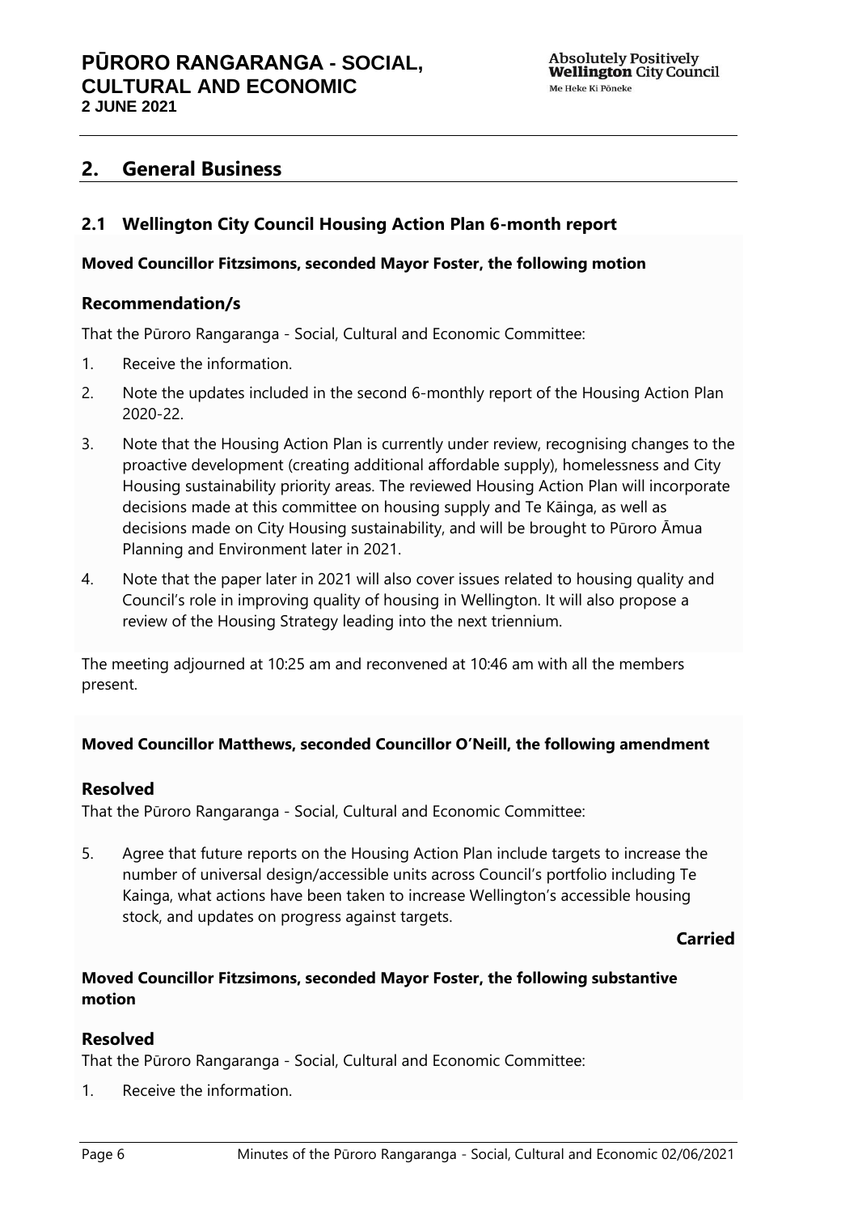## 2. General Business

### 2.1 Wellington City Council Housing Action Plan 6-month report

**Moved Councillor Fitzsimons, seconded Mayor Foster, the following motion**

#### Recommendation/s

That the Pūroro Rangaranga - Social, Cultural and Economic Committee:

1. Receive the information.
2. Note the updates included in the second 6-monthly report of the Housing Action Plan 2020-22.
3. Note that the Housing Action Plan is currently under review, recognising changes to the proactive development (creating additional affordable supply), homelessness and City Housing sustainability priority areas. The reviewed Housing Action Plan will incorporate decisions made at this committee on housing supply and Te Kāinga, as well as decisions made on City Housing sustainability, and will be brought to Pūroro Āmua Planning and Environment later in 2021.
4. Note that the paper later in 2021 will also cover issues related to housing quality and Council's role in improving quality of housing in Wellington. It will also propose a review of the Housing Strategy leading into the next triennium.

The meeting adjourned at 10:25 am and reconvened at 10:46 am with all the members present.

**Moved Councillor Matthews, seconded Councillor O'Neill, the following amendment**

#### Resolved

That the Pūroro Rangaranga - Social, Cultural and Economic Committee:

5. Agree that future reports on the Housing Action Plan include targets to increase the number of universal design/accessible units across Council's portfolio including Te Kainga, what actions have been taken to increase Wellington's accessible housing stock, and updates on progress against targets.

**Carried**

**Moved Councillor Fitzsimons, seconded Mayor Foster, the following substantive motion**

#### Resolved

That the Pūroro Rangaranga - Social, Cultural and Economic Committee:

1. Receive the information.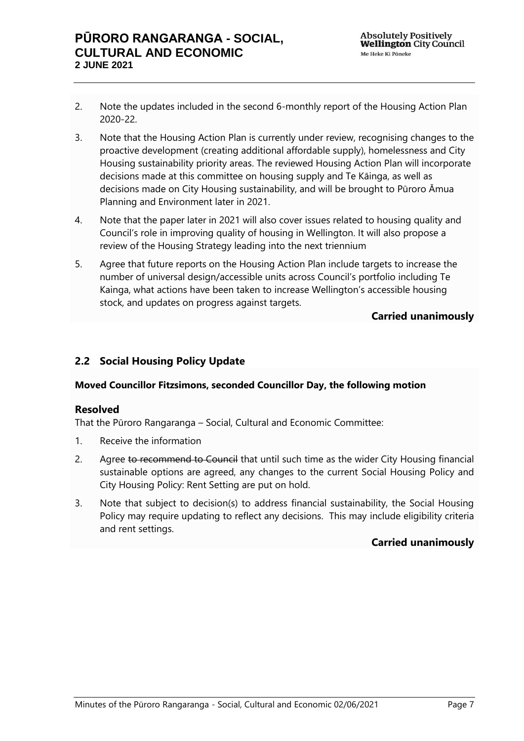2. Note the updates included in the second 6-monthly report of the Housing Action Plan 2020-22.

3. Note that the Housing Action Plan is currently under review, recognising changes to the proactive development (creating additional affordable supply), homelessness and City Housing sustainability priority areas. The reviewed Housing Action Plan will incorporate decisions made at this committee on housing supply and Te Kāinga, as well as decisions made on City Housing sustainability, and will be brought to Pūroro Āmua Planning and Environment later in 2021.

4. Note that the paper later in 2021 will also cover issues related to housing quality and Council's role in improving quality of housing in Wellington. It will also propose a review of the Housing Strategy leading into the next triennium

5. Agree that future reports on the Housing Action Plan include targets to increase the number of universal design/accessible units across Council's portfolio including Te Kainga, what actions have been taken to increase Wellington's accessible housing stock, and updates on progress against targets.

**Carried unanimously**

## 2.2 Social Housing Policy Update

**Moved Councillor Fitzsimons, seconded Councillor Day, the following motion**

### Resolved

That the Pūroro Rangaranga – Social, Cultural and Economic Committee:

1. Receive the information

2. Agree ~~to recommend to Council~~ that until such time as the wider City Housing financial sustainable options are agreed, any changes to the current Social Housing Policy and City Housing Policy: Rent Setting are put on hold.

3. Note that subject to decision(s) to address financial sustainability, the Social Housing Policy may require updating to reflect any decisions. This may include eligibility criteria and rent settings.

**Carried unanimously**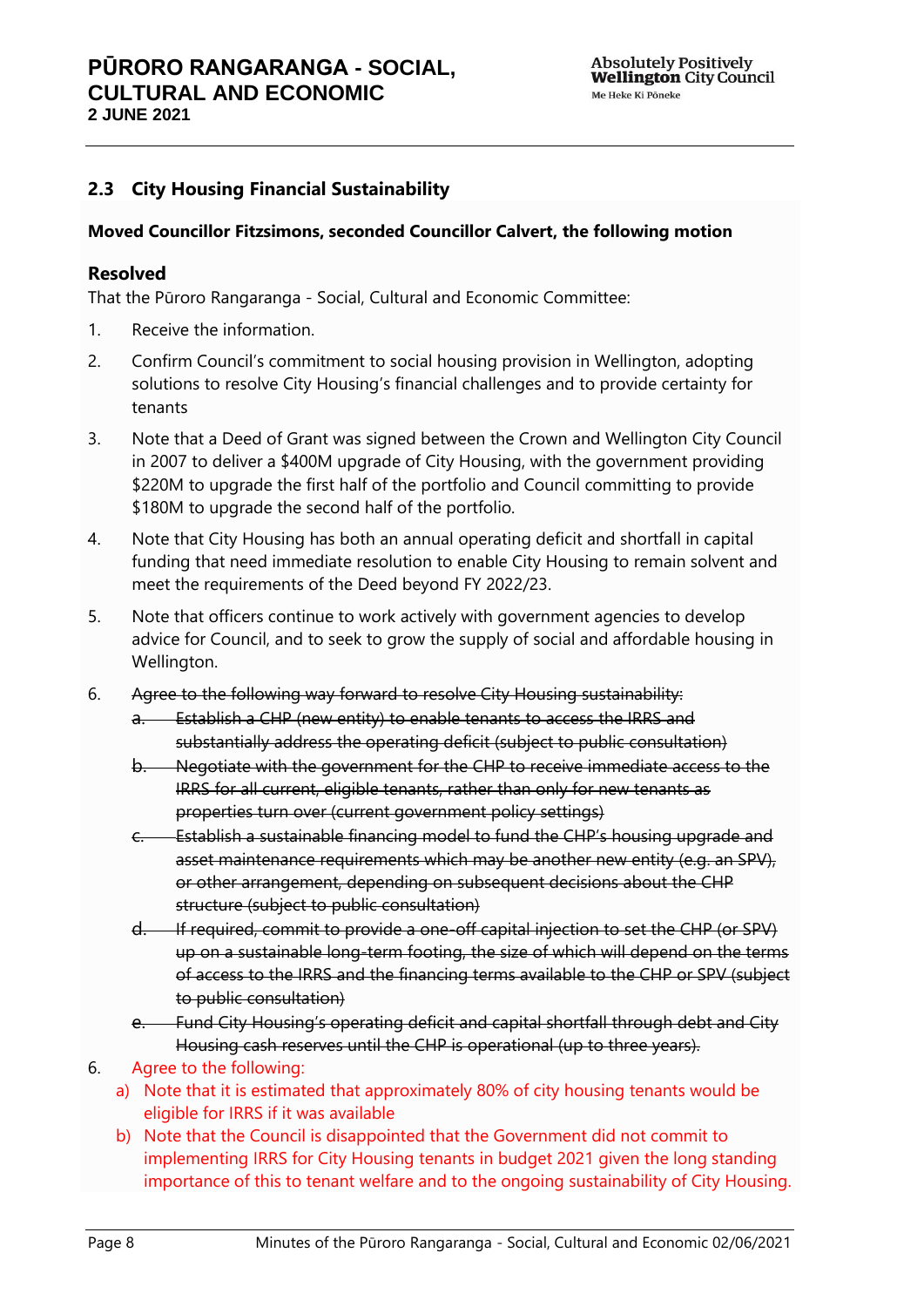### 2.3 City Housing Financial Sustainability

**Moved Councillor Fitzsimons, seconded Councillor Calvert, the following motion**

**Resolved**

That the Pūroro Rangaranga - Social, Cultural and Economic Committee:

1. Receive the information.
2. Confirm Council's commitment to social housing provision in Wellington, adopting solutions to resolve City Housing's financial challenges and to provide certainty for tenants
3. Note that a Deed of Grant was signed between the Crown and Wellington City Council in 2007 to deliver a $400M upgrade of City Housing, with the government providing $220M to upgrade the first half of the portfolio and Council committing to provide $180M to upgrade the second half of the portfolio.
4. Note that City Housing has both an annual operating deficit and shortfall in capital funding that need immediate resolution to enable City Housing to remain solvent and meet the requirements of the Deed beyond FY 2022/23.
5. Note that officers continue to work actively with government agencies to develop advice for Council, and to seek to grow the supply of social and affordable housing in Wellington.
6. ~~Agree to the following way forward to resolve City Housing sustainability:~~
   a. ~~Establish a CHP (new entity) to enable tenants to access the IRRS and substantially address the operating deficit (subject to public consultation)~~
   b. ~~Negotiate with the government for the CHP to receive immediate access to the IRRS for all current, eligible tenants, rather than only for new tenants as properties turn over (current government policy settings)~~
   c. ~~Establish a sustainable financing model to fund the CHP's housing upgrade and asset maintenance requirements which may be another new entity (e.g. an SPV), or other arrangement, depending on subsequent decisions about the CHP structure (subject to public consultation)~~
   d. ~~If required, commit to provide a one-off capital injection to set the CHP (or SPV) up on a sustainable long-term footing, the size of which will depend on the terms of access to the IRRS and the financing terms available to the CHP or SPV (subject to public consultation)~~
   e. ~~Fund City Housing's operating deficit and capital shortfall through debt and City Housing cash reserves until the CHP is operational (up to three years).~~
6. Agree to the following:
   a) Note that it is estimated that approximately 80% of city housing tenants would be eligible for IRRS if it was available
   b) Note that the Council is disappointed that the Government did not commit to implementing IRRS for City Housing tenants in budget 2021 given the long standing importance of this to tenant welfare and to the ongoing sustainability of City Housing.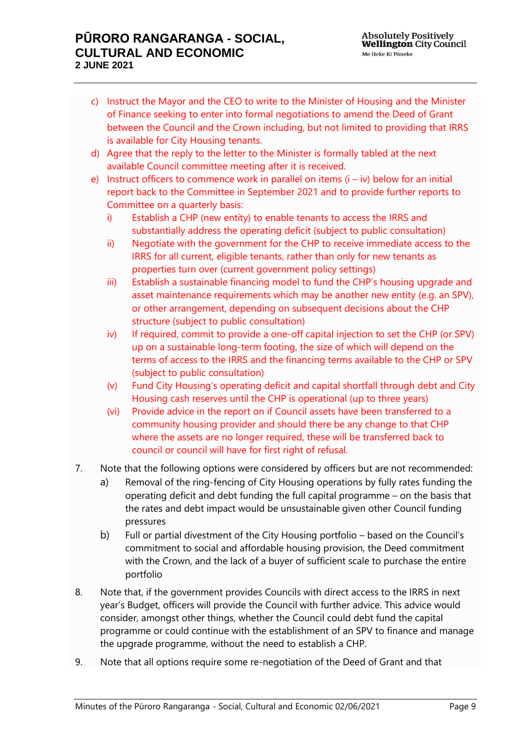c) Instruct the Mayor and the CEO to write to the Minister of Housing and the Minister of Finance seeking to enter into formal negotiations to amend the Deed of Grant between the Council and the Crown including, but not limited to providing that IRRS is available for City Housing tenants.

d) Agree that the reply to the letter to the Minister is formally tabled at the next available Council committee meeting after it is received.

e) Instruct officers to commence work in parallel on items (i – iv) below for an initial report back to the Committee in September 2021 and to provide further reports to Committee on a quarterly basis:

   i) Establish a CHP (new entity) to enable tenants to access the IRRS and substantially address the operating deficit (subject to public consultation)

   ii) Negotiate with the government for the CHP to receive immediate access to the IRRS for all current, eligible tenants, rather than only for new tenants as properties turn over (current government policy settings)

   iii) Establish a sustainable financing model to fund the CHP's housing upgrade and asset maintenance requirements which may be another new entity (e.g. an SPV), or other arrangement, depending on subsequent decisions about the CHP structure (subject to public consultation)

   iv) If required, commit to provide a one-off capital injection to set the CHP (or SPV) up on a sustainable long-term footing, the size of which will depend on the terms of access to the IRRS and the financing terms available to the CHP or SPV (subject to public consultation)

   (v) Fund City Housing's operating deficit and capital shortfall through debt and City Housing cash reserves until the CHP is operational (up to three years)

   (vi) Provide advice in the report on if Council assets have been transferred to a community housing provider and should there be any change to that CHP where the assets are no longer required, these will be transferred back to council or council will have for first right of refusal.

7. Note that the following options were considered by officers but are not recommended:

   a) Removal of the ring-fencing of City Housing operations by fully rates funding the operating deficit and debt funding the full capital programme – on the basis that the rates and debt impact would be unsustainable given other Council funding pressures

   b) Full or partial divestment of the City Housing portfolio – based on the Council's commitment to social and affordable housing provision, the Deed commitment with the Crown, and the lack of a buyer of sufficient scale to purchase the entire portfolio

8. Note that, if the government provides Councils with direct access to the IRRS in next year's Budget, officers will provide the Council with further advice. This advice would consider, amongst other things, whether the Council could debt fund the capital programme or could continue with the establishment of an SPV to finance and manage the upgrade programme, without the need to establish a CHP.

9. Note that all options require some re-negotiation of the Deed of Grant and that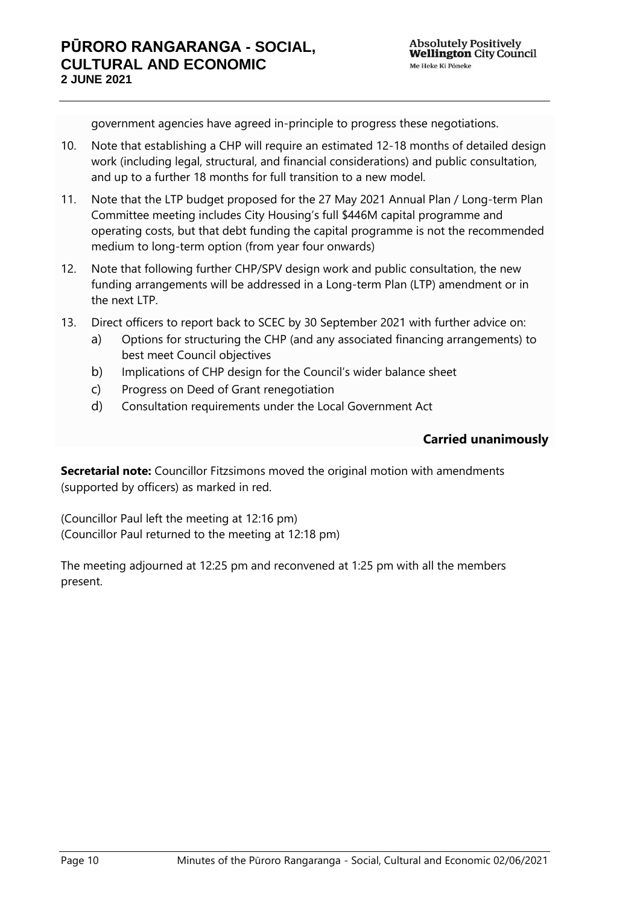government agencies have agreed in-principle to progress these negotiations.

10. Note that establishing a CHP will require an estimated 12-18 months of detailed design work (including legal, structural, and financial considerations) and public consultation, and up to a further 18 months for full transition to a new model.
11. Note that the LTP budget proposed for the 27 May 2021 Annual Plan / Long-term Plan Committee meeting includes City Housing's full $446M capital programme and operating costs, but that debt funding the capital programme is not the recommended medium to long-term option (from year four onwards)
12. Note that following further CHP/SPV design work and public consultation, the new funding arrangements will be addressed in a Long-term Plan (LTP) amendment or in the next LTP.
13. Direct officers to report back to SCEC by 30 September 2021 with further advice on:
    a) Options for structuring the CHP (and any associated financing arrangements) to best meet Council objectives
    b) Implications of CHP design for the Council's wider balance sheet
    c) Progress on Deed of Grant renegotiation
    d) Consultation requirements under the Local Government Act

**Carried unanimously**

**Secretarial note:** Councillor Fitzsimons moved the original motion with amendments (supported by officers) as marked in red.

(Councillor Paul left the meeting at 12:16 pm)
(Councillor Paul returned to the meeting at 12:18 pm)

The meeting adjourned at 12:25 pm and reconvened at 1:25 pm with all the members present.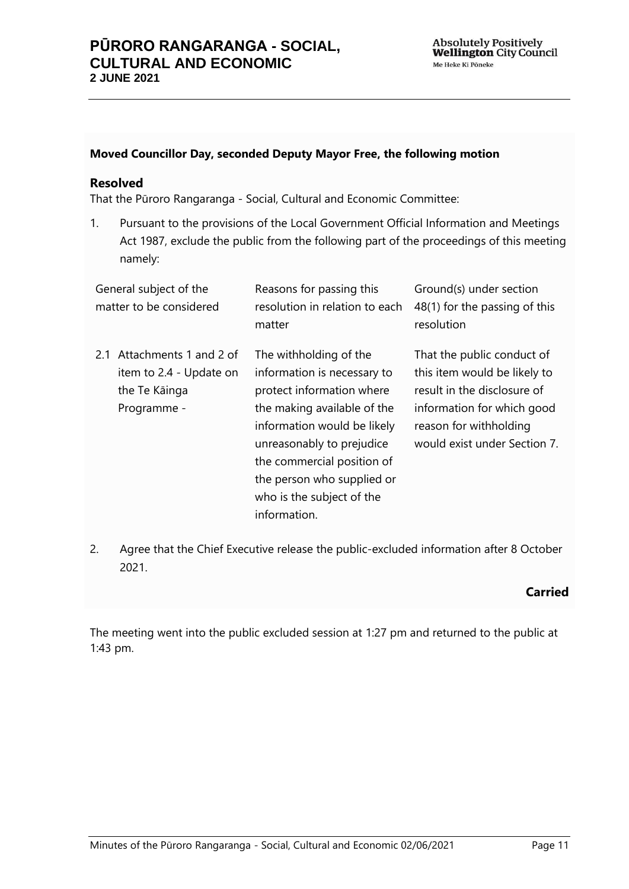**Moved Councillor Day, seconded Deputy Mayor Free, the following motion**

**Resolved**

That the Pūroro Rangaranga - Social, Cultural and Economic Committee:

1. Pursuant to the provisions of the Local Government Official Information and Meetings Act 1987, exclude the public from the following part of the proceedings of this meeting namely:

| General subject of the matter to be considered | Reasons for passing this resolution in relation to each matter | Ground(s) under section 48(1) for the passing of this resolution |
|---|---|---|
| 2.1 Attachments 1 and 2 of item to 2.4 - Update on the Te Kāinga Programme - | The withholding of the information is necessary to protect information where the making available of the information would be likely unreasonably to prejudice the commercial position of the person who supplied or who is the subject of the information. | That the public conduct of this item would be likely to result in the disclosure of information for which good reason for withholding would exist under Section 7. |

2. Agree that the Chief Executive release the public-excluded information after 8 October 2021.

**Carried**

The meeting went into the public excluded session at 1:27 pm and returned to the public at 1:43 pm.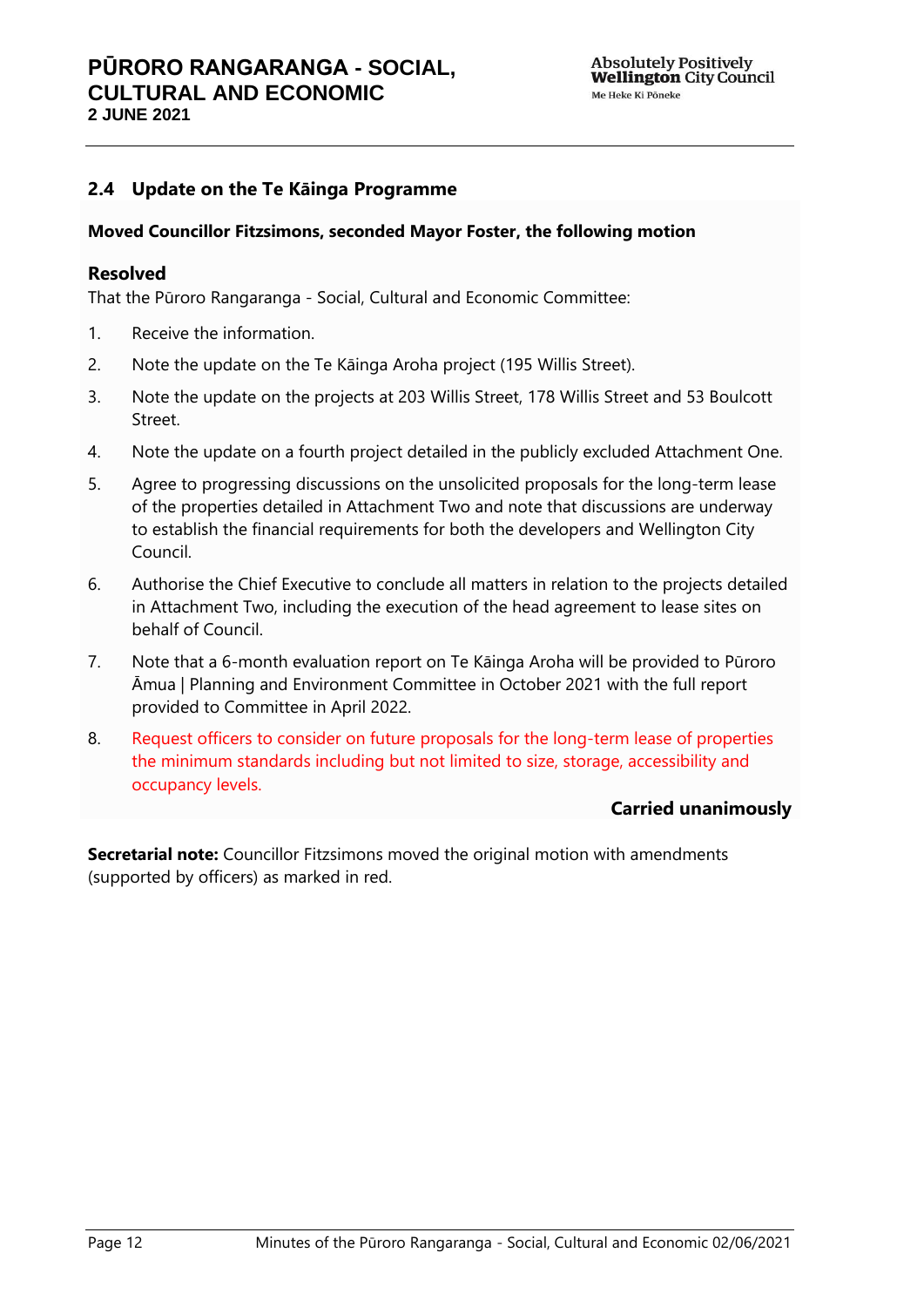### 2.4 Update on the Te Kāinga Programme

**Moved Councillor Fitzsimons, seconded Mayor Foster, the following motion**

**Resolved**

That the Pūroro Rangaranga - Social, Cultural and Economic Committee:

1. Receive the information.
2. Note the update on the Te Kāinga Aroha project (195 Willis Street).
3. Note the update on the projects at 203 Willis Street, 178 Willis Street and 53 Boulcott Street.
4. Note the update on a fourth project detailed in the publicly excluded Attachment One.
5. Agree to progressing discussions on the unsolicited proposals for the long-term lease of the properties detailed in Attachment Two and note that discussions are underway to establish the financial requirements for both the developers and Wellington City Council.
6. Authorise the Chief Executive to conclude all matters in relation to the projects detailed in Attachment Two, including the execution of the head agreement to lease sites on behalf of Council.
7. Note that a 6-month evaluation report on Te Kāinga Aroha will be provided to Pūroro Āmua | Planning and Environment Committee in October 2021 with the full report provided to Committee in April 2022.
8. Request officers to consider on future proposals for the long-term lease of properties the minimum standards including but not limited to size, storage, accessibility and occupancy levels.

**Carried unanimously**

**Secretarial note:** Councillor Fitzsimons moved the original motion with amendments (supported by officers) as marked in red.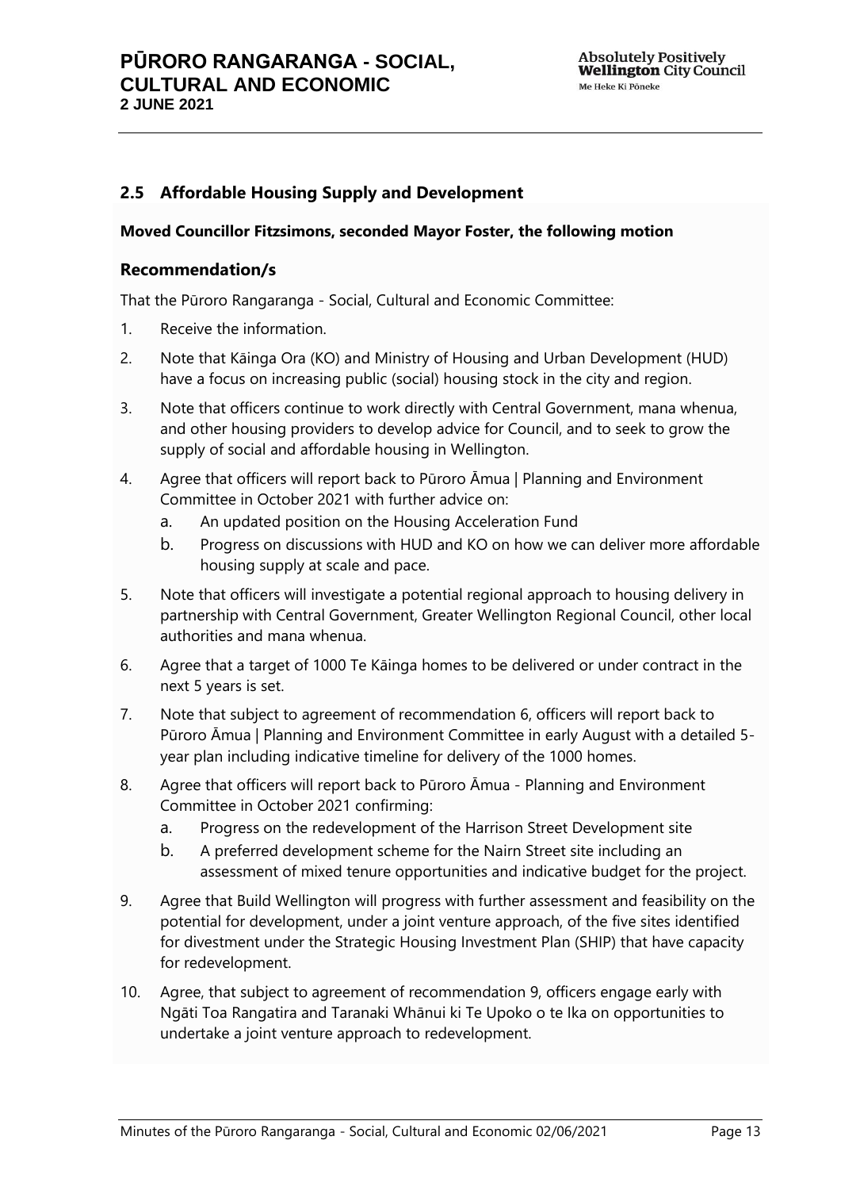## 2.5 Affordable Housing Supply and Development

**Moved Councillor Fitzsimons, seconded Mayor Foster, the following motion**

### Recommendation/s

That the Pūroro Rangaranga - Social, Cultural and Economic Committee:

1. Receive the information.
2. Note that Kāinga Ora (KO) and Ministry of Housing and Urban Development (HUD) have a focus on increasing public (social) housing stock in the city and region.
3. Note that officers continue to work directly with Central Government, mana whenua, and other housing providers to develop advice for Council, and to seek to grow the supply of social and affordable housing in Wellington.
4. Agree that officers will report back to Pūroro Āmua | Planning and Environment Committee in October 2021 with further advice on:
   a. An updated position on the Housing Acceleration Fund
   b. Progress on discussions with HUD and KO on how we can deliver more affordable housing supply at scale and pace.
5. Note that officers will investigate a potential regional approach to housing delivery in partnership with Central Government, Greater Wellington Regional Council, other local authorities and mana whenua.
6. Agree that a target of 1000 Te Kāinga homes to be delivered or under contract in the next 5 years is set.
7. Note that subject to agreement of recommendation 6, officers will report back to Pūroro Āmua | Planning and Environment Committee in early August with a detailed 5-year plan including indicative timeline for delivery of the 1000 homes.
8. Agree that officers will report back to Pūroro Āmua - Planning and Environment Committee in October 2021 confirming:
   a. Progress on the redevelopment of the Harrison Street Development site
   b. A preferred development scheme for the Nairn Street site including an assessment of mixed tenure opportunities and indicative budget for the project.
9. Agree that Build Wellington will progress with further assessment and feasibility on the potential for development, under a joint venture approach, of the five sites identified for divestment under the Strategic Housing Investment Plan (SHIP) that have capacity for redevelopment.
10. Agree, that subject to agreement of recommendation 9, officers engage early with Ngāti Toa Rangatira and Taranaki Whānui ki Te Upoko o te Ika on opportunities to undertake a joint venture approach to redevelopment.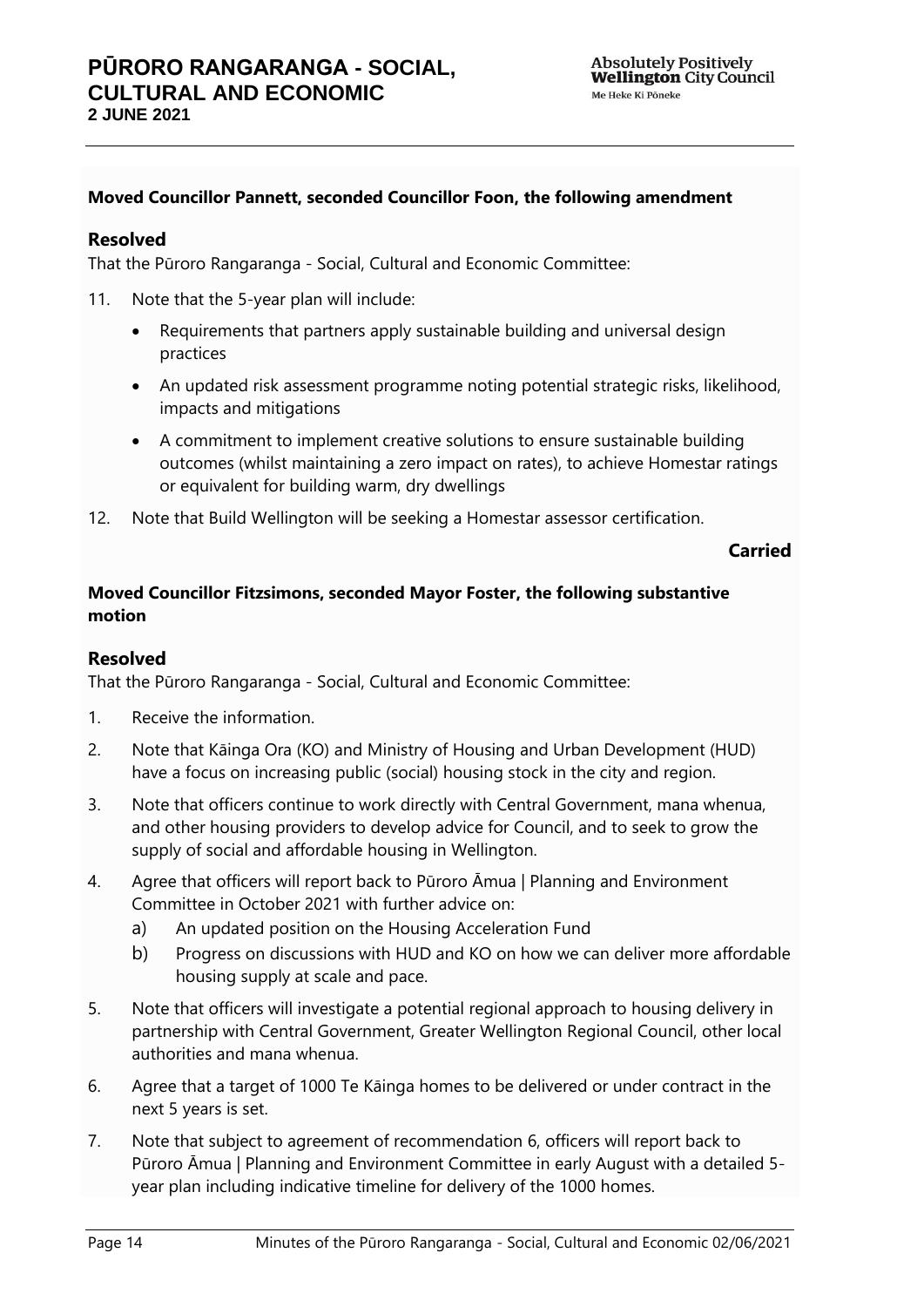**Moved Councillor Pannett, seconded Councillor Foon, the following amendment**

### Resolved

That the Pūroro Rangaranga - Social, Cultural and Economic Committee:

11. Note that the 5-year plan will include:
    - Requirements that partners apply sustainable building and universal design practices
    - An updated risk assessment programme noting potential strategic risks, likelihood, impacts and mitigations
    - A commitment to implement creative solutions to ensure sustainable building outcomes (whilst maintaining a zero impact on rates), to achieve Homestar ratings or equivalent for building warm, dry dwellings
12. Note that Build Wellington will be seeking a Homestar assessor certification.

**Carried**

**Moved Councillor Fitzsimons, seconded Mayor Foster, the following substantive motion**

### Resolved

That the Pūroro Rangaranga - Social, Cultural and Economic Committee:

1. Receive the information.
2. Note that Kāinga Ora (KO) and Ministry of Housing and Urban Development (HUD) have a focus on increasing public (social) housing stock in the city and region.
3. Note that officers continue to work directly with Central Government, mana whenua, and other housing providers to develop advice for Council, and to seek to grow the supply of social and affordable housing in Wellington.
4. Agree that officers will report back to Pūroro Āmua | Planning and Environment Committee in October 2021 with further advice on:
   a) An updated position on the Housing Acceleration Fund
   b) Progress on discussions with HUD and KO on how we can deliver more affordable housing supply at scale and pace.
5. Note that officers will investigate a potential regional approach to housing delivery in partnership with Central Government, Greater Wellington Regional Council, other local authorities and mana whenua.
6. Agree that a target of 1000 Te Kāinga homes to be delivered or under contract in the next 5 years is set.
7. Note that subject to agreement of recommendation 6, officers will report back to Pūroro Āmua | Planning and Environment Committee in early August with a detailed 5-year plan including indicative timeline for delivery of the 1000 homes.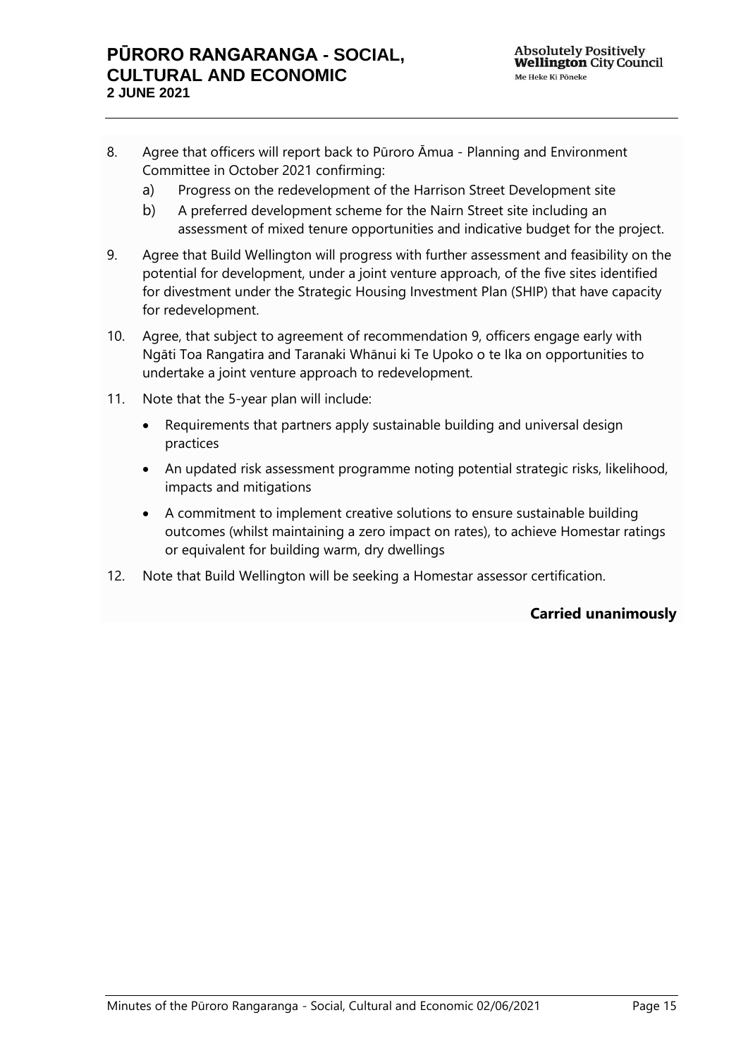8. Agree that officers will report back to Pūroro Āmua - Planning and Environment Committee in October 2021 confirming:
   a) Progress on the redevelopment of the Harrison Street Development site
   b) A preferred development scheme for the Nairn Street site including an assessment of mixed tenure opportunities and indicative budget for the project.
9. Agree that Build Wellington will progress with further assessment and feasibility on the potential for development, under a joint venture approach, of the five sites identified for divestment under the Strategic Housing Investment Plan (SHIP) that have capacity for redevelopment.
10. Agree, that subject to agreement of recommendation 9, officers engage early with Ngāti Toa Rangatira and Taranaki Whānui ki Te Upoko o te Ika on opportunities to undertake a joint venture approach to redevelopment.
11. Note that the 5-year plan will include:
    - Requirements that partners apply sustainable building and universal design practices
    - An updated risk assessment programme noting potential strategic risks, likelihood, impacts and mitigations
    - A commitment to implement creative solutions to ensure sustainable building outcomes (whilst maintaining a zero impact on rates), to achieve Homestar ratings or equivalent for building warm, dry dwellings
12. Note that Build Wellington will be seeking a Homestar assessor certification.

**Carried unanimously**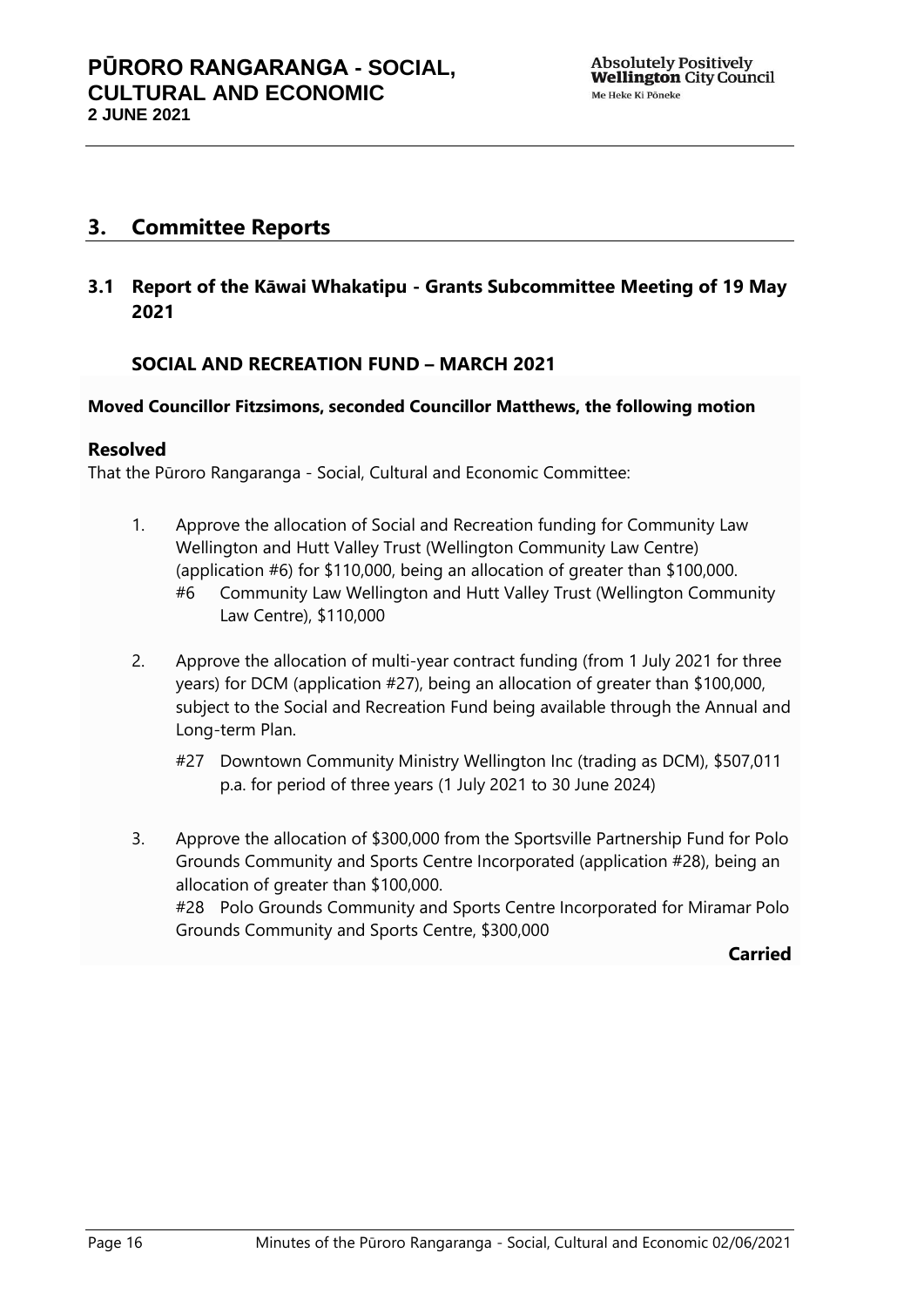## 3. Committee Reports

### 3.1 Report of the Kāwai Whakatipu - Grants Subcommittee Meeting of 19 May 2021

#### SOCIAL AND RECREATION FUND – MARCH 2021

**Moved Councillor Fitzsimons, seconded Councillor Matthews, the following motion**

**Resolved**

That the Pūroro Rangaranga - Social, Cultural and Economic Committee:

1. Approve the allocation of Social and Recreation funding for Community Law Wellington and Hutt Valley Trust (Wellington Community Law Centre) (application #6) for $110,000, being an allocation of greater than $100,000.
   #6 Community Law Wellington and Hutt Valley Trust (Wellington Community Law Centre), $110,000

2. Approve the allocation of multi-year contract funding (from 1 July 2021 for three years) for DCM (application #27), being an allocation of greater than $100,000, subject to the Social and Recreation Fund being available through the Annual and Long-term Plan.

   #27 Downtown Community Ministry Wellington Inc (trading as DCM), $507,011 p.a. for period of three years (1 July 2021 to 30 June 2024)

3. Approve the allocation of $300,000 from the Sportsville Partnership Fund for Polo Grounds Community and Sports Centre Incorporated (application #28), being an allocation of greater than $100,000.
   #28 Polo Grounds Community and Sports Centre Incorporated for Miramar Polo Grounds Community and Sports Centre, $300,000

**Carried**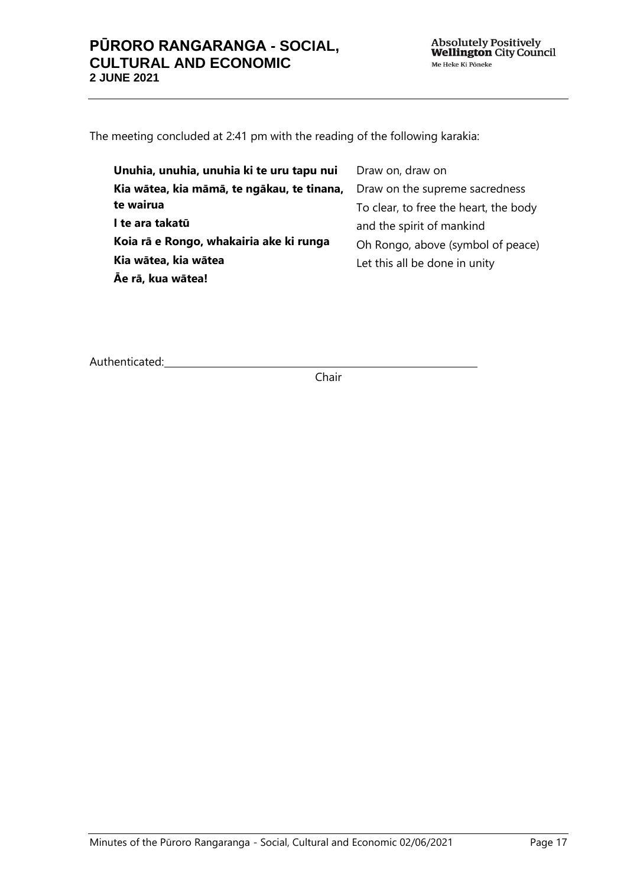The meeting concluded at 2:41 pm with the reading of the following karakia:

| | |
|---|---|
| **Unuhia, unuhia, unuhia ki te uru tapu nui** | Draw on, draw on |
| **Kia wātea, kia māmā, te ngākau, te tinana, te wairua** | Draw on the supreme sacredness |
| **I te ara takatū** | To clear, to free the heart, the body |
| **Koia rā e Rongo, whakairia ake ki runga** | and the spirit of mankind |
| **Kia wātea, kia wātea** | Oh Rongo, above (symbol of peace) |
| **Āe rā, kua wātea!** | Let this all be done in unity |

Authenticated: ____________________________________________

Chair